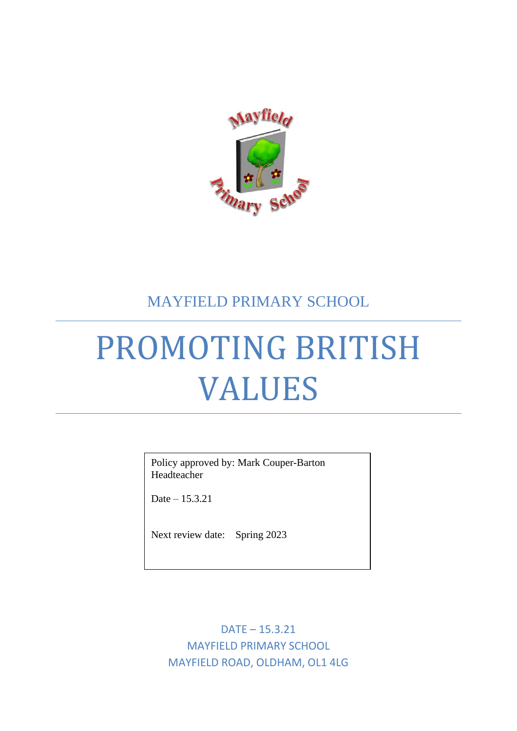MAYFIELD PRIMARY SCHOOL

# PROMOTING BRITISH VALUES

Policy approved by: Mark Couper-Barton
Headteacher

Date – 15.3.21

Next review date: Spring 2023

DATE – 15.3.21
MAYFIELD PRIMARY SCHOOL
MAYFIELD ROAD, OLDHAM, OL1 4LG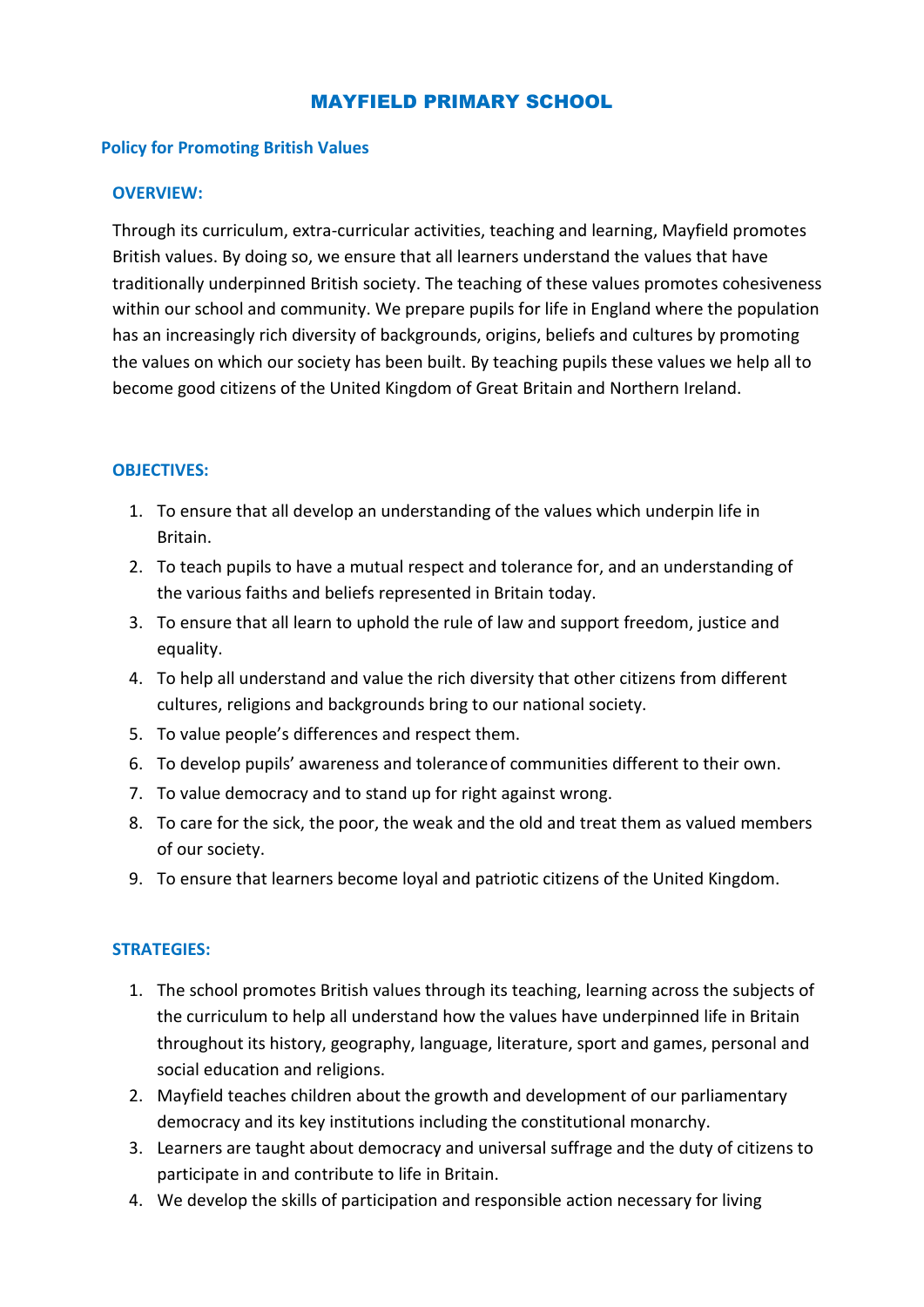# MAYFIELD PRIMARY SCHOOL

## Policy for Promoting British Values

### OVERVIEW:

Through its curriculum, extra-curricular activities, teaching and learning, Mayfield promotes British values. By doing so, we ensure that all learners understand the values that have traditionally underpinned British society. The teaching of these values promotes cohesiveness within our school and community. We prepare pupils for life in England where the population has an increasingly rich diversity of backgrounds, origins, beliefs and cultures by promoting the values on which our society has been built. By teaching pupils these values we help all to become good citizens of the United Kingdom of Great Britain and Northern Ireland.

### OBJECTIVES:

1. To ensure that all develop an understanding of the values which underpin life in Britain.
2. To teach pupils to have a mutual respect and tolerance for, and an understanding of the various faiths and beliefs represented in Britain today.
3. To ensure that all learn to uphold the rule of law and support freedom, justice and equality.
4. To help all understand and value the rich diversity that other citizens from different cultures, religions and backgrounds bring to our national society.
5. To value people's differences and respect them.
6. To develop pupils' awareness and tolerance of communities different to their own.
7. To value democracy and to stand up for right against wrong.
8. To care for the sick, the poor, the weak and the old and treat them as valued members of our society.
9. To ensure that learners become loyal and patriotic citizens of the United Kingdom.

### STRATEGIES:

1. The school promotes British values through its teaching, learning across the subjects of the curriculum to help all understand how the values have underpinned life in Britain throughout its history, geography, language, literature, sport and games, personal and social education and religions.
2. Mayfield teaches children about the growth and development of our parliamentary democracy and its key institutions including the constitutional monarchy.
3. Learners are taught about democracy and universal suffrage and the duty of citizens to participate in and contribute to life in Britain.
4. We develop the skills of participation and responsible action necessary for living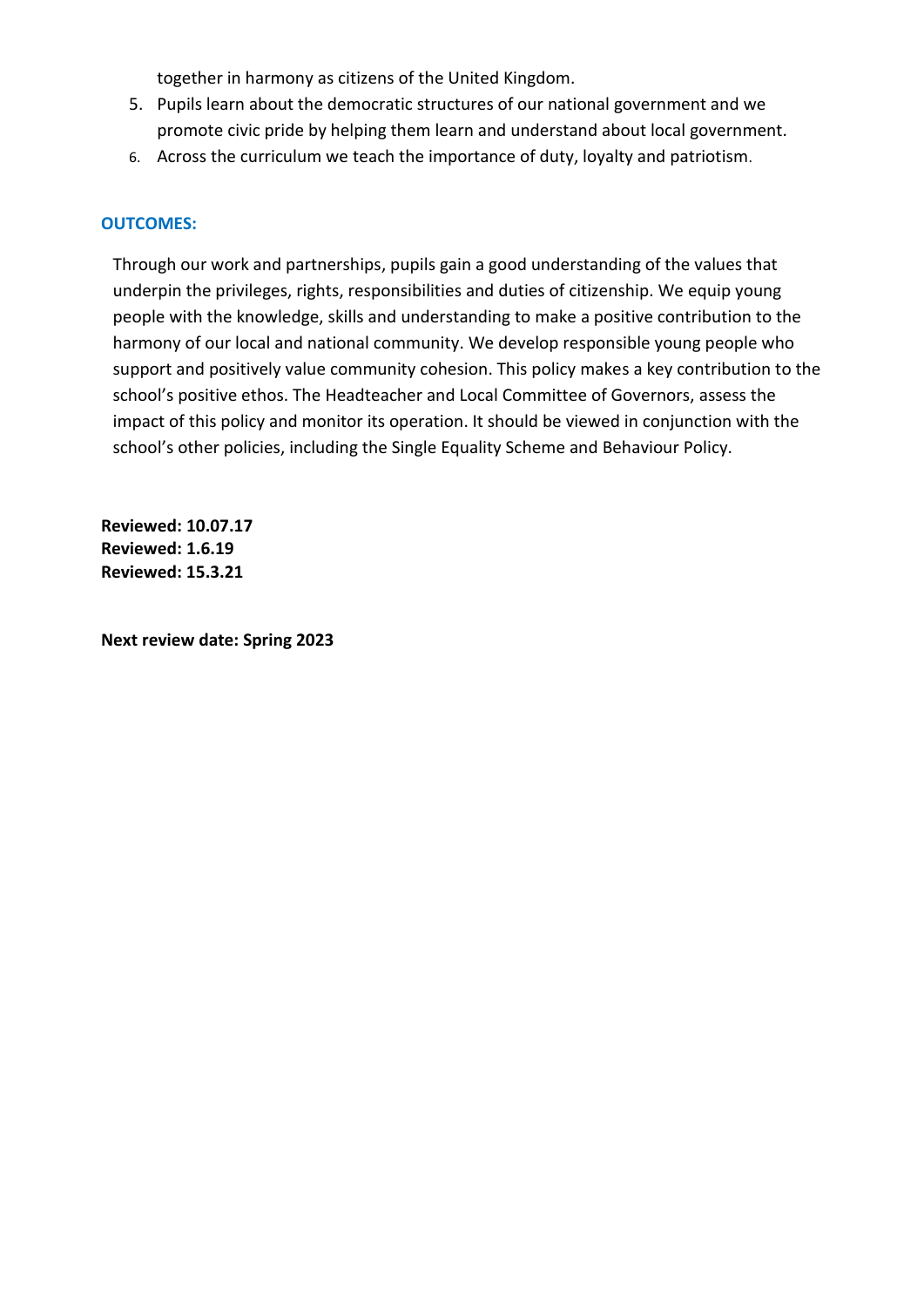together in harmony as citizens of the United Kingdom.

5. Pupils learn about the democratic structures of our national government and we promote civic pride by helping them learn and understand about local government.
6. Across the curriculum we teach the importance of duty, loyalty and patriotism.

### OUTCOMES:

Through our work and partnerships, pupils gain a good understanding of the values that underpin the privileges, rights, responsibilities and duties of citizenship. We equip young people with the knowledge, skills and understanding to make a positive contribution to the harmony of our local and national community. We develop responsible young people who support and positively value community cohesion. This policy makes a key contribution to the school's positive ethos. The Headteacher and Local Committee of Governors, assess the impact of this policy and monitor its operation. It should be viewed in conjunction with the school's other policies, including the Single Equality Scheme and Behaviour Policy.

**Reviewed: 10.07.17**
**Reviewed: 1.6.19**
**Reviewed: 15.3.21**

**Next review date: Spring 2023**